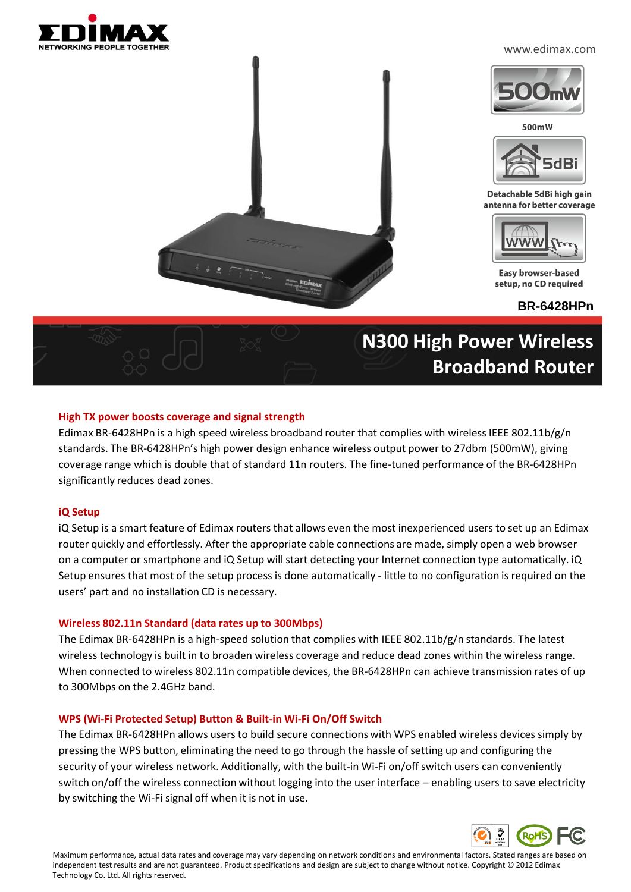EDIMAX
NETWORKING PEOPLE TOGETHER

www.edimax.com

500mW

Detachable 5dBi high gain antenna for better coverage

Easy browser-based setup, no CD required

**BR-6428HPn**

# N300 High Power Wireless Broadband Router

## High TX power boosts coverage and signal strength

Edimax BR-6428HPn is a high speed wireless broadband router that complies with wireless IEEE 802.11b/g/n standards. The BR-6428HPn's high power design enhance wireless output power to 27dbm (500mW), giving coverage range which is double that of standard 11n routers. The fine-tuned performance of the BR-6428HPn significantly reduces dead zones.

## iQ Setup

iQ Setup is a smart feature of Edimax routers that allows even the most inexperienced users to set up an Edimax router quickly and effortlessly. After the appropriate cable connections are made, simply open a web browser on a computer or smartphone and iQ Setup will start detecting your Internet connection type automatically. iQ Setup ensures that most of the setup process is done automatically - little to no configuration is required on the users' part and no installation CD is necessary.

## Wireless 802.11n Standard (data rates up to 300Mbps)

The Edimax BR-6428HPn is a high-speed solution that complies with IEEE 802.11b/g/n standards. The latest wireless technology is built in to broaden wireless coverage and reduce dead zones within the wireless range. When connected to wireless 802.11n compatible devices, the BR-6428HPn can achieve transmission rates of up to 300Mbps on the 2.4GHz band.

## WPS (Wi-Fi Protected Setup) Button & Built-in Wi-Fi On/Off Switch

The Edimax BR-6428HPn allows users to build secure connections with WPS enabled wireless devices simply by pressing the WPS button, eliminating the need to go through the hassle of setting up and configuring the security of your wireless network. Additionally, with the built-in Wi-Fi on/off switch users can conveniently switch on/off the wireless connection without logging into the user interface – enabling users to save electricity by switching the Wi-Fi signal off when it is not in use.

Maximum performance, actual data rates and coverage may vary depending on network conditions and environmental factors. Stated ranges are based on independent test results and are not guaranteed. Product specifications and design are subject to change without notice. Copyright © 2012 Edimax Technology Co. Ltd. All rights reserved.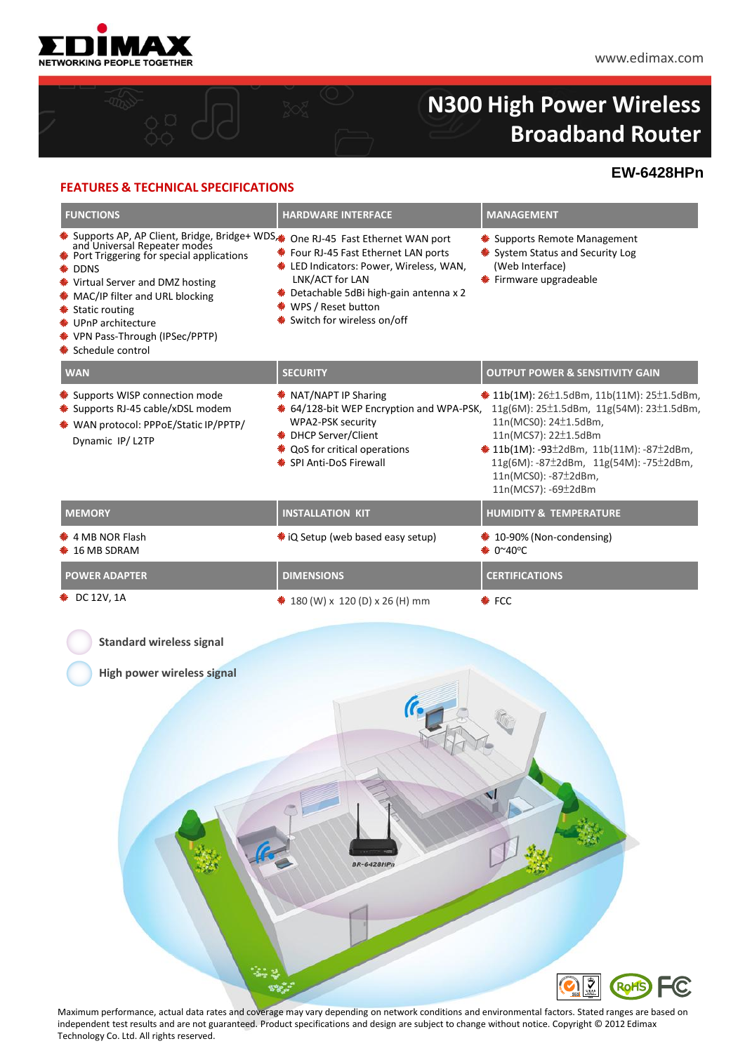# N300 High Power Wireless Broadband Router

**EW-6428HPn**

## FEATURES & TECHNICAL SPECIFICATIONS

### FUNCTIONS

- Supports AP, AP Client, Bridge, Bridge+ WDS and Universal Repeater modes
- Port Triggering for special applications
- DDNS
- Virtual Server and DMZ hosting
- MAC/IP filter and URL blocking
- Static routing
- UPnP architecture
- VPN Pass-Through (IPSec/PPTP)
- Schedule control

### HARDWARE INTERFACE

- One RJ-45 Fast Ethernet WAN port
- Four RJ-45 Fast Ethernet LAN ports
- LED Indicators: Power, Wireless, WAN, LNK/ACT for LAN
- Detachable 5dBi high-gain antenna x 2
- WPS / Reset button
- Switch for wireless on/off

### MANAGEMENT

- Supports Remote Management
- System Status and Security Log (Web Interface)
- Firmware upgradeable

### WAN

- Supports WISP connection mode
- Supports RJ-45 cable/xDSL modem
- WAN protocol: PPPoE/Static IP/PPTP/ Dynamic IP/ L2TP

### SECURITY

- NAT/NAPT IP Sharing
- 64/128-bit WEP Encryption and WPA-PSK, WPA2-PSK security
- DHCP Server/Client
- QoS for critical operations
- SPI Anti-DoS Firewall

### OUTPUT POWER & SENSITIVITY GAIN

- 11b(1M): 26±1.5dBm, 11b(11M): 25±1.5dBm, 11g(6M): 25±1.5dBm, 11g(54M): 23±1.5dBm, 11n(MCS0): 24±1.5dBm, 11n(MCS7): 22±1.5dBm
- 11b(1M): -93±2dBm, 11b(11M): -87±2dBm, 11g(6M): -87±2dBm, 11g(54M): -75±2dBm, 11n(MCS0): -87±2dBm, 11n(MCS7): -69±2dBm

### MEMORY

- 4 MB NOR Flash
- 16 MB SDRAM

### INSTALLATION KIT

- iQ Setup (web based easy setup)

### HUMIDITY & TEMPERATURE

- 10-90% (Non-condensing)
- 0~40°C

### POWER ADAPTER

- DC 12V, 1A

### DIMENSIONS

- 180 (W) x 120 (D) x 26 (H) mm

### CERTIFICATIONS

- FCC

Standard wireless signal

High power wireless signal

BR-6428HPn

Maximum performance, actual data rates and coverage may vary depending on network conditions and environmental factors. Stated ranges are based on independent test results and are not guaranteed. Product specifications and design are subject to change without notice. Copyright © 2012 Edimax Technology Co. Ltd. All rights reserved.